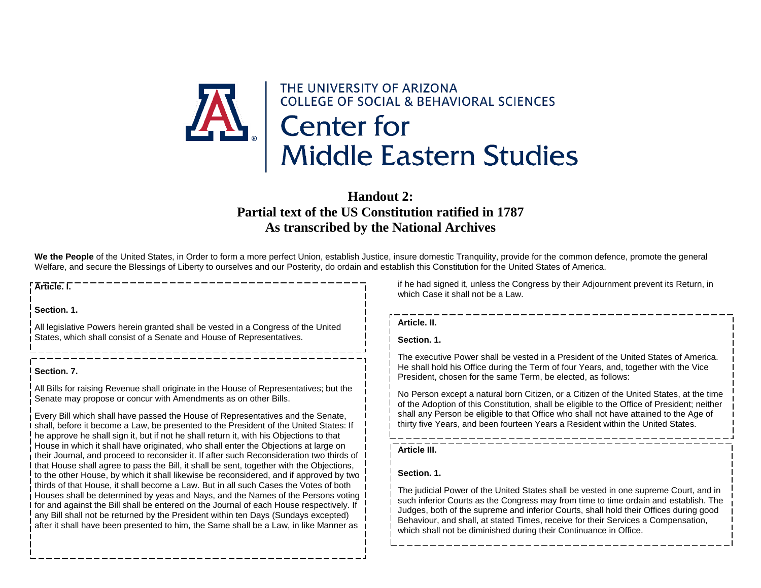THE UNIVERSITY OF ARIZONA
COLLEGE OF SOCIAL & BEHAVIORAL SCIENCES

Center for Middle Eastern Studies

# Handout 2: Partial text of the US Constitution ratified in 1787 As transcribed by the National Archives

**We the People** of the United States, in Order to form a more perfect Union, establish Justice, insure domestic Tranquility, provide for the common defence, promote the general Welfare, and secure the Blessings of Liberty to ourselves and our Posterity, do ordain and establish this Constitution for the United States of America.

**Article. I.**

**Section. 1.**

All legislative Powers herein granted shall be vested in a Congress of the United States, which shall consist of a Senate and House of Representatives.

**Section. 7.**

All Bills for raising Revenue shall originate in the House of Representatives; but the Senate may propose or concur with Amendments as on other Bills.

Every Bill which shall have passed the House of Representatives and the Senate, shall, before it become a Law, be presented to the President of the United States: If he approve he shall sign it, but if not he shall return it, with his Objections to that House in which it shall have originated, who shall enter the Objections at large on their Journal, and proceed to reconsider it. If after such Reconsideration two thirds of that House shall agree to pass the Bill, it shall be sent, together with the Objections, to the other House, by which it shall likewise be reconsidered, and if approved by two thirds of that House, it shall become a Law. But in all such Cases the Votes of both Houses shall be determined by yeas and Nays, and the Names of the Persons voting for and against the Bill shall be entered on the Journal of each House respectively. If any Bill shall not be returned by the President within ten Days (Sundays excepted) after it shall have been presented to him, the Same shall be a Law, in like Manner as if he had signed it, unless the Congress by their Adjournment prevent its Return, in which Case it shall not be a Law.

**Article. II.**

**Section. 1.**

The executive Power shall be vested in a President of the United States of America. He shall hold his Office during the Term of four Years, and, together with the Vice President, chosen for the same Term, be elected, as follows:

No Person except a natural born Citizen, or a Citizen of the United States, at the time of the Adoption of this Constitution, shall be eligible to the Office of President; neither shall any Person be eligible to that Office who shall not have attained to the Age of thirty five Years, and been fourteen Years a Resident within the United States.

**Article III.**

**Section. 1.**

The judicial Power of the United States shall be vested in one supreme Court, and in such inferior Courts as the Congress may from time to time ordain and establish. The Judges, both of the supreme and inferior Courts, shall hold their Offices during good Behaviour, and shall, at stated Times, receive for their Services a Compensation, which shall not be diminished during their Continuance in Office.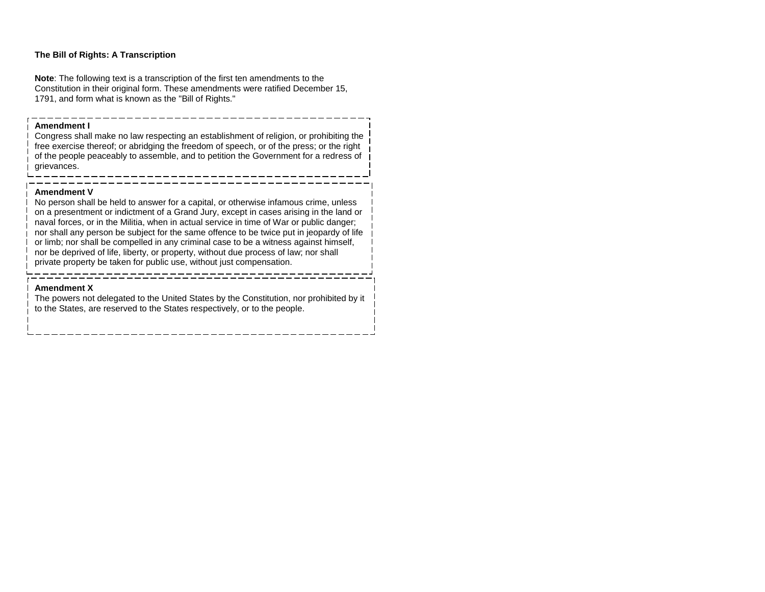**The Bill of Rights: A Transcription**

**Note**: The following text is a transcription of the first ten amendments to the Constitution in their original form. These amendments were ratified December 15, 1791, and form what is known as the "Bill of Rights."

**Amendment I**

Congress shall make no law respecting an establishment of religion, or prohibiting the free exercise thereof; or abridging the freedom of speech, or of the press; or the right of the people peaceably to assemble, and to petition the Government for a redress of grievances.

**Amendment V**

No person shall be held to answer for a capital, or otherwise infamous crime, unless on a presentment or indictment of a Grand Jury, except in cases arising in the land or naval forces, or in the Militia, when in actual service in time of War or public danger; nor shall any person be subject for the same offence to be twice put in jeopardy of life or limb; nor shall be compelled in any criminal case to be a witness against himself, nor be deprived of life, liberty, or property, without due process of law; nor shall private property be taken for public use, without just compensation.

**Amendment X**

The powers not delegated to the United States by the Constitution, nor prohibited by it to the States, are reserved to the States respectively, or to the people.